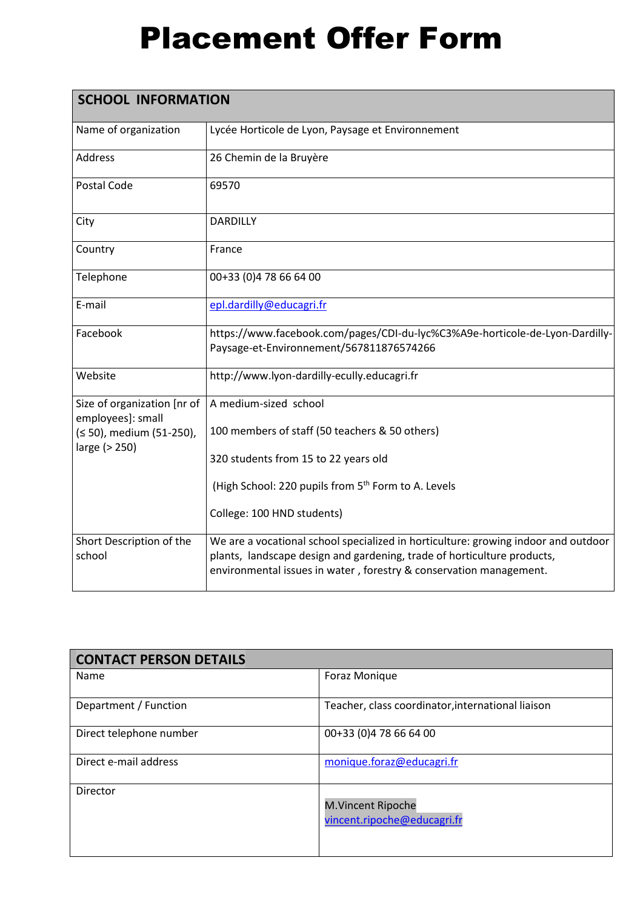# Placement Offer Form

| SCHOOL INFORMATION | |
| --- | --- |
| Name of organization | Lycée Horticole de Lyon, Paysage et Environnement |
| Address | 26 Chemin de la Bruyère |
| Postal Code | 69570 |
| City | DARDILLY |
| Country | France |
| Telephone | 00+33 (0)4 78 66 64 00 |
| E-mail | epl.dardilly@educagri.fr |
| Facebook | https://www.facebook.com/pages/CDI-du-lyc%C3%A9e-horticole-de-Lyon-Dardilly-Paysage-et-Environnement/567811876574266 |
| Website | http://www.lyon-dardilly-ecully.educagri.fr |
| Size of organization [nr of employees]: small (≤ 50), medium (51-250), large (> 250) | A medium-sized school<br><br>100 members of staff (50 teachers & 50 others)<br><br>320 students from 15 to 22 years old<br><br>(High School: 220 pupils from 5th Form to A. Levels<br><br>College: 100 HND students) |
| Short Description of the school | We are a vocational school specialized in horticulture: growing indoor and outdoor plants, landscape design and gardening, trade of horticulture products, environmental issues in water , forestry & conservation management. |

| CONTACT PERSON DETAILS | |
| --- | --- |
| Name | Foraz Monique |
| Department / Function | Teacher, class coordinator,international liaison |
| Direct telephone number | 00+33 (0)4 78 66 64 00 |
| Direct e-mail address | monique.foraz@educagri.fr |
| Director | M.Vincent Ripoche<br>vincent.ripoche@educagri.fr |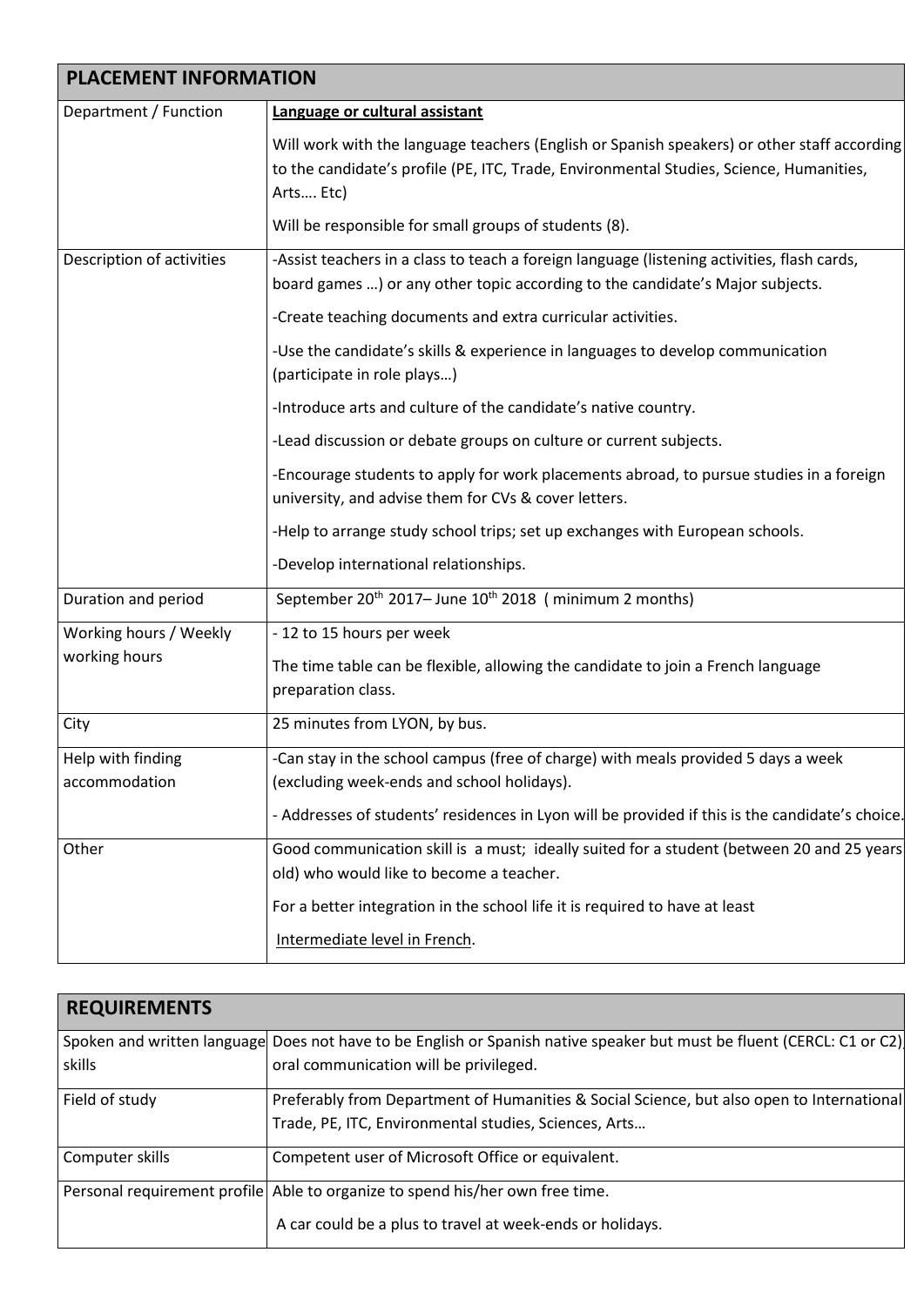| PLACEMENT INFORMATION | |
|---|---|
| Department / Function | **<u>Language or cultural assistant</u>**<br><br>Will work with the language teachers (English or Spanish speakers) or other staff according to the candidate's profile (PE, ITC, Trade, Environmental Studies, Science, Humanities, Arts…. Etc)<br><br>Will be responsible for small groups of students (8). |
| Description of activities | -Assist teachers in a class to teach a foreign language (listening activities, flash cards, board games …) or any other topic according to the candidate's Major subjects.<br><br>-Create teaching documents and extra curricular activities.<br><br>-Use the candidate's skills & experience in languages to develop communication (participate in role plays…)<br><br>-Introduce arts and culture of the candidate's native country.<br><br>-Lead discussion or debate groups on culture or current subjects.<br><br>-Encourage students to apply for work placements abroad, to pursue studies in a foreign university, and advise them for CVs & cover letters.<br><br>-Help to arrange study school trips; set up exchanges with European schools.<br><br>-Develop international relationships. |
| Duration and period | September 20th 2017– June 10th 2018 ( minimum 2 months) |
| Working hours / Weekly working hours | - 12 to 15 hours per week<br><br>The time table can be flexible, allowing the candidate to join a French language preparation class. |
| City | 25 minutes from LYON, by bus. |
| Help with finding accommodation | -Can stay in the school campus (free of charge) with meals provided 5 days a week (excluding week-ends and school holidays).<br><br>- Addresses of students' residences in Lyon will be provided if this is the candidate's choice. |
| Other | Good communication skill is a must; ideally suited for a student (between 20 and 25 years old) who would like to become a teacher.<br><br>For a better integration in the school life it is required to have at least<br><br><u>Intermediate level in French</u>. |

| REQUIREMENTS | |
|---|---|
| Spoken and written language skills | Does not have to be English or Spanish native speaker but must be fluent (CERCL: C1 or C2) oral communication will be privileged. |
| Field of study | Preferably from Department of Humanities & Social Science, but also open to International Trade, PE, ITC, Environmental studies, Sciences, Arts… |
| Computer skills | Competent user of Microsoft Office or equivalent. |
| Personal requirement profile | Able to organize to spend his/her own free time.<br><br>A car could be a plus to travel at week-ends or holidays. |